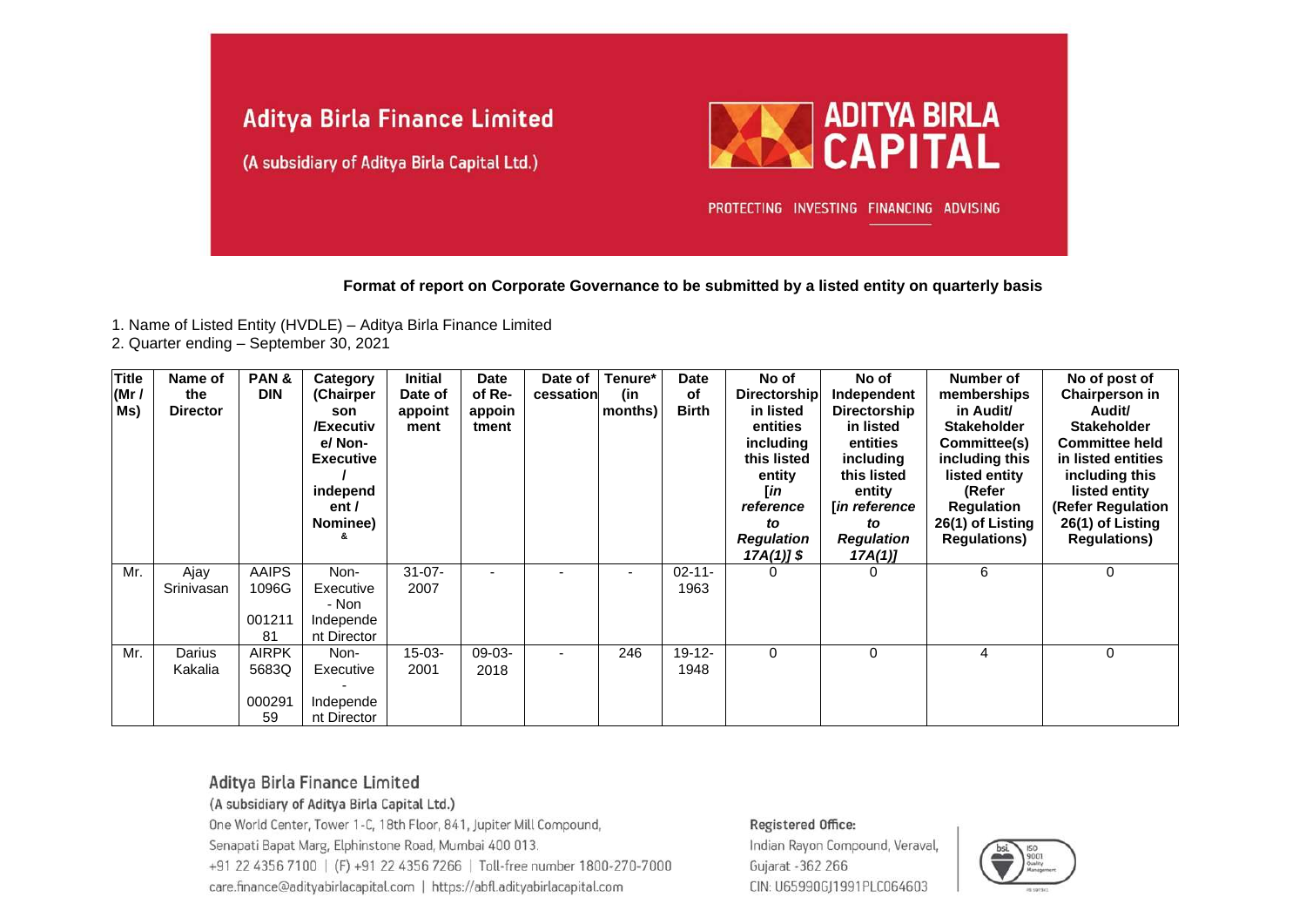Aditya Birla Finance Limited

(A subsidiary of Aditya Birla Capital Ltd.)

ADITYA BIRLA CAPITAL

PROTECTING INVESTING FINANCING ADVISING

**Format of report on Corporate Governance to be submitted by a listed entity on quarterly basis**

1. Name of Listed Entity (HVDLE) – Aditya Birla Finance Limited
2. Quarter ending – September 30, 2021

| Title (Mr / Ms) | Name of the Director | PAN & DIN | Category (Chairperson /Executive/ Non-Executive / independent / Nominee) & | Initial Date of appointment | Date of Re-appointment | Date of cessation | Tenure* (in months) | Date of Birth | No of Directorship in listed entities including this listed entity [*in reference to Regulation 17A(1)*] $ | No of Independent Directorship in listed entities including this listed entity [*in reference to Regulation 17A(1)*] | Number of memberships in Audit/ Stakeholder Committee(s) including this listed entity (Refer Regulation 26(1) of Listing Regulations) | No of post of Chairperson in Audit/ Stakeholder Committee held in listed entities including this listed entity (Refer Regulation 26(1) of Listing Regulations) |
|---|---|---|---|---|---|---|---|---|---|---|---|---|
| Mr. | Ajay Srinivasan | AAIPS1096G 00121181 | Non-Executive - Non Independent Director | 31-07-2007 | - | - | - | 02-11-1963 | 0 | 0 | 6 | 0 |
| Mr. | Darius Kakalia | AIRPK5683Q 00029159 | Non-Executive - Independent Director | 15-03-2001 | 09-03-2018 | - | 246 | 19-12-1948 | 0 | 0 | 4 | 0 |

Aditya Birla Finance Limited

(A subsidiary of Aditya Birla Capital Ltd.)

One World Center, Tower 1-C, 18th Floor, 841, Jupiter Mill Compound, Senapati Bapat Marg, Elphinstone Road, Mumbai 400 013.
+91 22 4356 7100 | (F) +91 22 4356 7266 | Toll-free number 1800-270-7000
care.finance@adityabirlacapital.com | https://abfl.adityabirlacapital.com

Registered Office:
Indian Rayon Compound, Veraval, Gujarat -362 266
CIN: U65990GJ1991PLC064603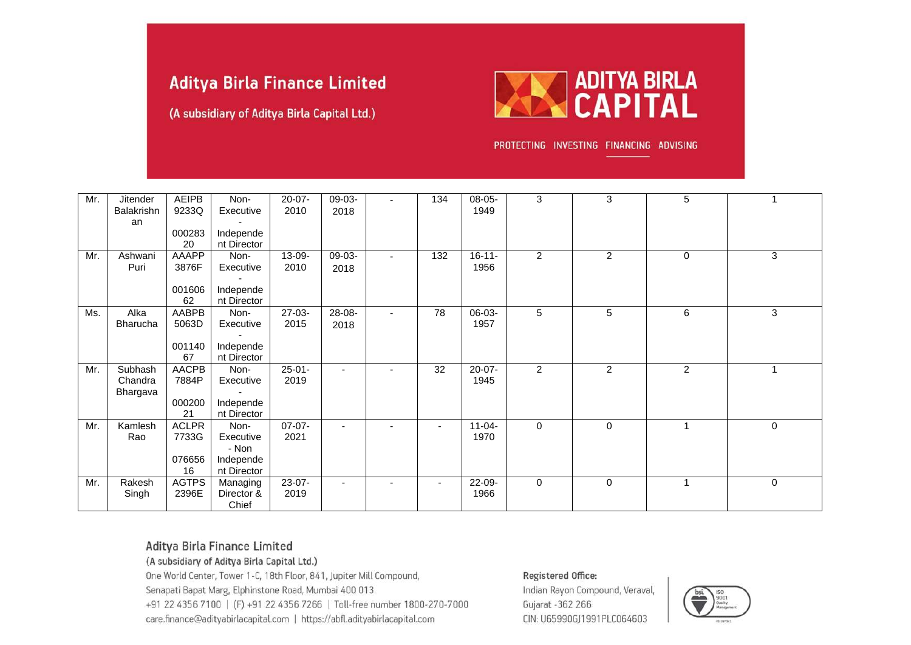| | | | | | | | | | | | | |
|---|---|---|---|---|---|---|---|---|---|---|---|---|
| Mr. | Jitender Balakrishnan | AEIPB 9233Q 00028320 | Non-Executive - Independent Director | 20-07-2010 | 09-03-2018 | - | 134 | 08-05-1949 | 3 | 3 | 5 | 1 |
| Mr. | Ashwani Puri | AAAPP 3876F 00160662 | Non-Executive - Independent Director | 13-09-2010 | 09-03-2018 | - | 132 | 16-11-1956 | 2 | 2 | 0 | 3 |
| Ms. | Alka Bharucha | AABPB 5063D 00114067 | Non-Executive - Independent Director | 27-03-2015 | 28-08-2018 | - | 78 | 06-03-1957 | 5 | 5 | 6 | 3 |
| Mr. | Subhash Chandra Bhargava | AACPB 7884P 00020021 | Non-Executive - Independent Director | 25-01-2019 | - | - | 32 | 20-07-1945 | 2 | 2 | 2 | 1 |
| Mr. | Kamlesh Rao | ACLPR 7733G 07665616 | Non-Executive - Non Independent Director | 07-07-2021 | - | - | - | 11-04-1970 | 0 | 0 | 1 | 0 |
| Mr. | Rakesh Singh | AGTPS 2396E | Managing Director & Chief | 23-07-2019 | - | - | - | 22-09-1966 | 0 | 0 | 1 | 0 |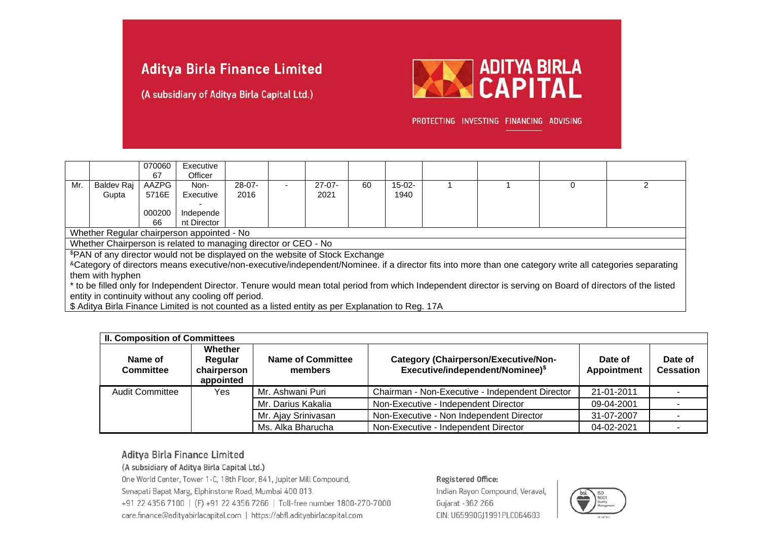|  |  | 07006067 | Executive Officer |  |  |  |  |  |  |  |  |  |
|---|---|---|---|---|---|---|---|---|---|---|---|---|
| Mr. | Baldev Raj Gupta | AAZPG5716E 00020066 | Non-Executive - Independent Director | 28-07-2016 | - | 27-07-2021 | 60 | 15-02-1940 | 1 | 1 | 0 | 2 |
| Whether Regular chairperson appointed - No |  |  |  |  |  |  |  |  |  |  |  |  |
| Whether Chairperson is related to managing director or CEO - No |  |  |  |  |  |  |  |  |  |  |  |  |

$PAN of any director would not be displayed on the website of Stock Exchange

&Category of directors means executive/non-executive/independent/Nominee. if a director fits into more than one category write all categories separating them with hyphen

* to be filled only for Independent Director. Tenure would mean total period from which Independent director is serving on Board of directors of the listed entity in continuity without any cooling off period.

$ Aditya Birla Finance Limited is not counted as a listed entity as per Explanation to Reg. 17A

**II. Composition of Committees**

| Name of Committee | Whether Regular chairperson appointed | Name of Committee members | Category (Chairperson/Executive/Non-Executive/independent/Nominee)$ | Date of Appointment | Date of Cessation |
|---|---|---|---|---|---|
| Audit Committee | Yes | Mr. Ashwani Puri | Chairman - Non-Executive - Independent Director | 21-01-2011 | - |
|  |  | Mr. Darius Kakalia | Non-Executive - Independent Director | 09-04-2001 | - |
|  |  | Mr. Ajay Srinivasan | Non-Executive - Non Independent Director | 31-07-2007 | - |
|  |  | Ms. Alka Bharucha | Non-Executive - Independent Director | 04-02-2021 | - |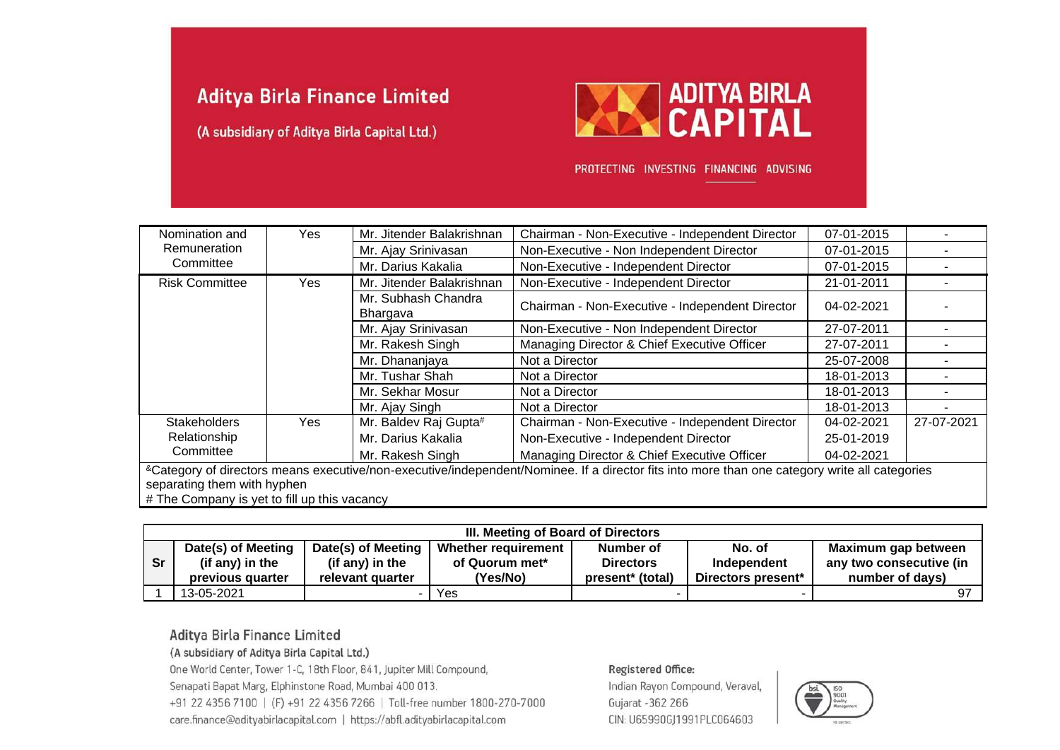| Nomination and Remuneration Committee | Yes | Mr. Jitender Balakrishnan | Chairman - Non-Executive - Independent Director | 07-01-2015 | - |
|---|---|---|---|---|---|
| | | Mr. Ajay Srinivasan | Non-Executive - Non Independent Director | 07-01-2015 | - |
| | | Mr. Darius Kakalia | Non-Executive - Independent Director | 07-01-2015 | - |
| Risk Committee | Yes | Mr. Jitender Balakrishnan | Non-Executive - Independent Director | 21-01-2011 | - |
| | | Mr. Subhash Chandra Bhargava | Chairman - Non-Executive - Independent Director | 04-02-2021 | - |
| | | Mr. Ajay Srinivasan | Non-Executive - Non Independent Director | 27-07-2011 | - |
| | | Mr. Rakesh Singh | Managing Director & Chief Executive Officer | 27-07-2011 | - |
| | | Mr. Dhananjaya | Not a Director | 25-07-2008 | - |
| | | Mr. Tushar Shah | Not a Director | 18-01-2013 | - |
| | | Mr. Sekhar Mosur | Not a Director | 18-01-2013 | - |
| | | Mr. Ajay Singh | Not a Director | 18-01-2013 | - |
| Stakeholders Relationship Committee | Yes | Mr. Baldev Raj Gupta[#] | Chairman - Non-Executive - Independent Director | 04-02-2021 | 27-07-2021 |
| | | Mr. Darius Kakalia | Non-Executive - Independent Director | 25-01-2019 | |
| | | Mr. Rakesh Singh | Managing Director & Chief Executive Officer | 04-02-2021 | |

[&]Category of directors means executive/non-executive/independent/Nominee. If a director fits into more than one category write all categories separating them with hyphen

# The Company is yet to fill up this vacancy

**III. Meeting of Board of Directors**

| Sr | Date(s) of Meeting (if any) in the previous quarter | Date(s) of Meeting (if any) in the relevant quarter | Whether requirement of Quorum met* (Yes/No) | Number of Directors present* (total) | No. of Independent Directors present* | Maximum gap between any two consecutive (in number of days) |
|---|---|---|---|---|---|---|
| 1 | 13-05-2021 | - | Yes | - | - | 97 |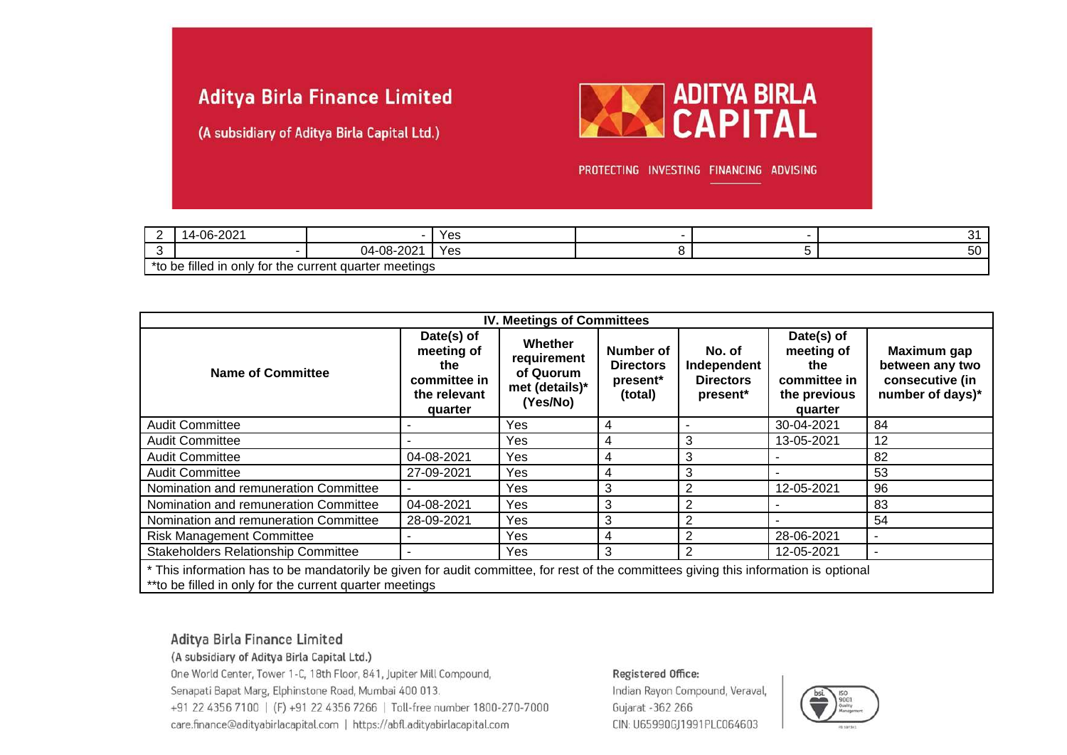| 2 | 14-06-2021 | - | Yes | - | - | 31 |
|---|---|---|---|---|---|---|
| 3 | - | 04-08-2021 | Yes | 8 | 5 | 50 |
| *to be filled in only for the current quarter meetings | | | | | | |

| IV. Meetings of Committees | | | | | | |
|---|---|---|---|---|---|---|
| Name of Committee | Date(s) of meeting of the committee in the relevant quarter | Whether requirement of Quorum met (details)* (Yes/No) | Number of Directors present* (total) | No. of Independent Directors present* | Date(s) of meeting of the committee in the previous quarter | Maximum gap between any two consecutive (in number of days)* |
| Audit Committee | - | Yes | 4 | - | 30-04-2021 | 84 |
| Audit Committee | - | Yes | 4 | 3 | 13-05-2021 | 12 |
| Audit Committee | 04-08-2021 | Yes | 4 | 3 | - | 82 |
| Audit Committee | 27-09-2021 | Yes | 4 | 3 | - | 53 |
| Nomination and remuneration Committee | - | Yes | 3 | 2 | 12-05-2021 | 96 |
| Nomination and remuneration Committee | 04-08-2021 | Yes | 3 | 2 | - | 83 |
| Nomination and remuneration Committee | 28-09-2021 | Yes | 3 | 2 | - | 54 |
| Risk Management Committee | - | Yes | 4 | 2 | 28-06-2021 | - |
| Stakeholders Relationship Committee | - | Yes | 3 | 2 | 12-05-2021 | - |
| * This information has to be mandatorily be given for audit committee, for rest of the committees giving this information is optional<br>**to be filled in only for the current quarter meetings | | | | | | |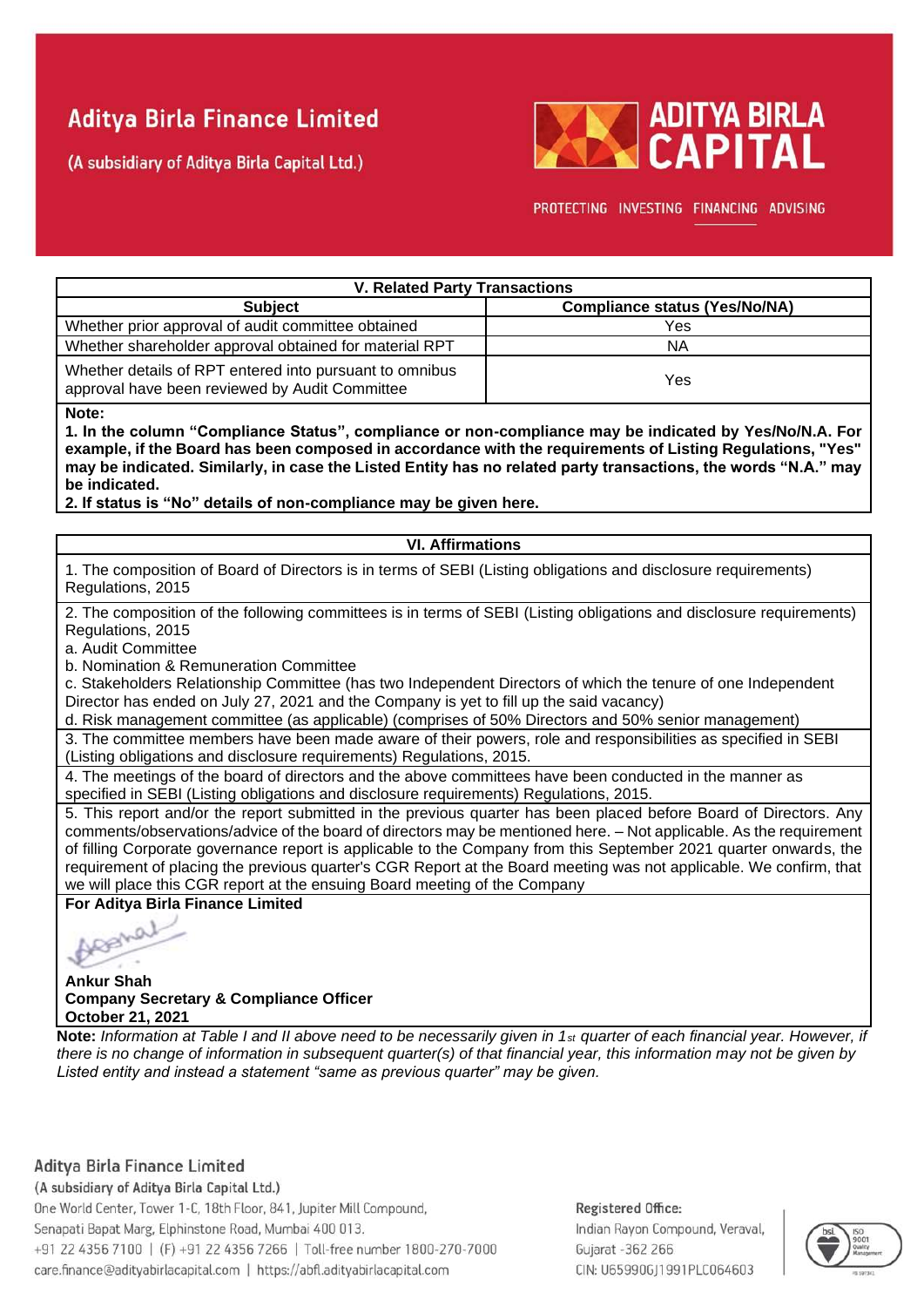| V. Related Party Transactions | |
|---|---|
| **Subject** | **Compliance status (Yes/No/NA)** |
| Whether prior approval of audit committee obtained | Yes |
| Whether shareholder approval obtained for material RPT | NA |
| Whether details of RPT entered into pursuant to omnibus approval have been reviewed by Audit Committee | Yes |

**Note:**

**1. In the column "Compliance Status", compliance or non-compliance may be indicated by Yes/No/N.A. For example, if the Board has been composed in accordance with the requirements of Listing Regulations, "Yes" may be indicated. Similarly, in case the Listed Entity has no related party transactions, the words "N.A." may be indicated.**

**2. If status is "No" details of non-compliance may be given here.**

**VI. Affirmations**

1. The composition of Board of Directors is in terms of SEBI (Listing obligations and disclosure requirements) Regulations, 2015

2. The composition of the following committees is in terms of SEBI (Listing obligations and disclosure requirements) Regulations, 2015
   a. Audit Committee
   b. Nomination & Remuneration Committee
   c. Stakeholders Relationship Committee (has two Independent Directors of which the tenure of one Independent Director has ended on July 27, 2021 and the Company is yet to fill up the said vacancy)
   d. Risk management committee (as applicable) (comprises of 50% Directors and 50% senior management)

3. The committee members have been made aware of their powers, role and responsibilities as specified in SEBI (Listing obligations and disclosure requirements) Regulations, 2015.

4. The meetings of the board of directors and the above committees have been conducted in the manner as specified in SEBI (Listing obligations and disclosure requirements) Regulations, 2015.

5. This report and/or the report submitted in the previous quarter has been placed before Board of Directors. Any comments/observations/advice of the board of directors may be mentioned here. – Not applicable. As the requirement of filling Corporate governance report is applicable to the Company from this September 2021 quarter onwards, the requirement of placing the previous quarter's CGR Report at the Board meeting was not applicable. We confirm, that we will place this CGR report at the ensuing Board meeting of the Company

**For Aditya Birla Finance Limited**

**Ankur Shah**
**Company Secretary & Compliance Officer**
**October 21, 2021**

**Note:** *Information at Table I and II above need to be necessarily given in 1st quarter of each financial year. However, if there is no change of information in subsequent quarter(s) of that financial year, this information may not be given by Listed entity and instead a statement "same as previous quarter" may be given.*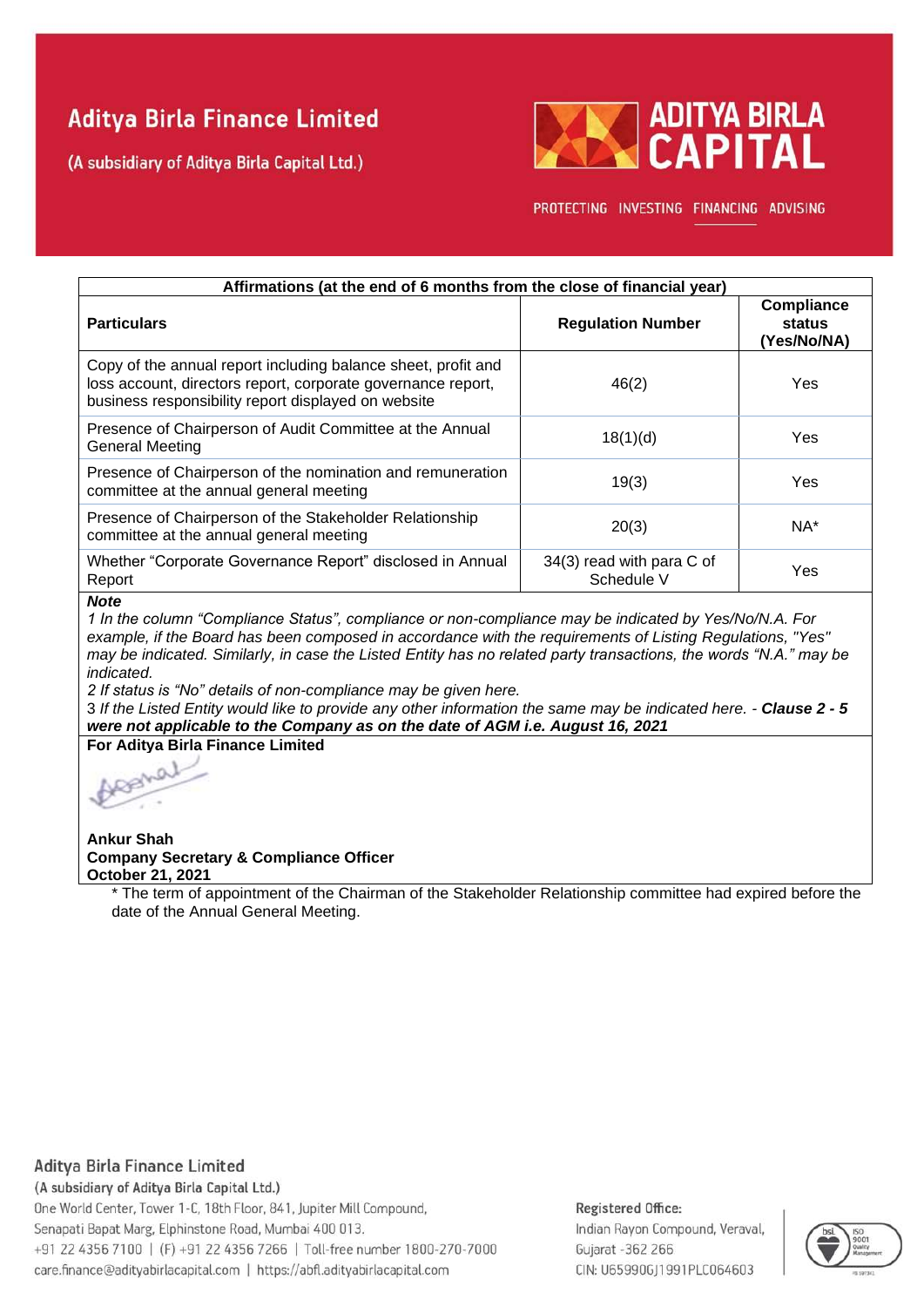# Aditya Birla Finance Limited

(A subsidiary of Aditya Birla Capital Ltd.)

ADITYA BIRLA CAPITAL

PROTECTING INVESTING FINANCING ADVISING

| Affirmations (at the end of 6 months from the close of financial year) | | |
|---|---|---|
| **Particulars** | **Regulation Number** | **Compliance status (Yes/No/NA)** |
| Copy of the annual report including balance sheet, profit and loss account, directors report, corporate governance report, business responsibility report displayed on website | 46(2) | Yes |
| Presence of Chairperson of Audit Committee at the Annual General Meeting | 18(1)(d) | Yes |
| Presence of Chairperson of the nomination and remuneration committee at the annual general meeting | 19(3) | Yes |
| Presence of Chairperson of the Stakeholder Relationship committee at the annual general meeting | 20(3) | NA* |
| Whether "Corporate Governance Report" disclosed in Annual Report | 34(3) read with para C of Schedule V | Yes |

***Note***

*1 In the column "Compliance Status", compliance or non-compliance may be indicated by Yes/No/N.A. For example, if the Board has been composed in accordance with the requirements of Listing Regulations, "Yes" may be indicated. Similarly, in case the Listed Entity has no related party transactions, the words "N.A." may be indicated.*

*2 If status is "No" details of non-compliance may be given here.*

3 *If the Listed Entity would like to provide any other information the same may be indicated here.* - ***Clause 2 - 5 were not applicable to the Company as on the date of AGM i.e. August 16, 2021***

**For Aditya Birla Finance Limited**

**Ankur Shah**
**Company Secretary & Compliance Officer**
**October 21, 2021**

* The term of appointment of the Chairman of the Stakeholder Relationship committee had expired before the date of the Annual General Meeting.

Aditya Birla Finance Limited
(A subsidiary of Aditya Birla Capital Ltd.)
One World Center, Tower 1-C, 18th Floor, 841, Jupiter Mill Compound,
Senapati Bapat Marg, Elphinstone Road, Mumbai 400 013.
+91 22 4356 7100 | (F) +91 22 4356 7266 | Toll-free number 1800-270-7000
care.finance@adityabirlacapital.com | https://abfl.adityabirlacapital.com

Registered Office:
Indian Rayon Compound, Veraval,
Gujarat -362 266
CIN: U65990GJ1991PLC064603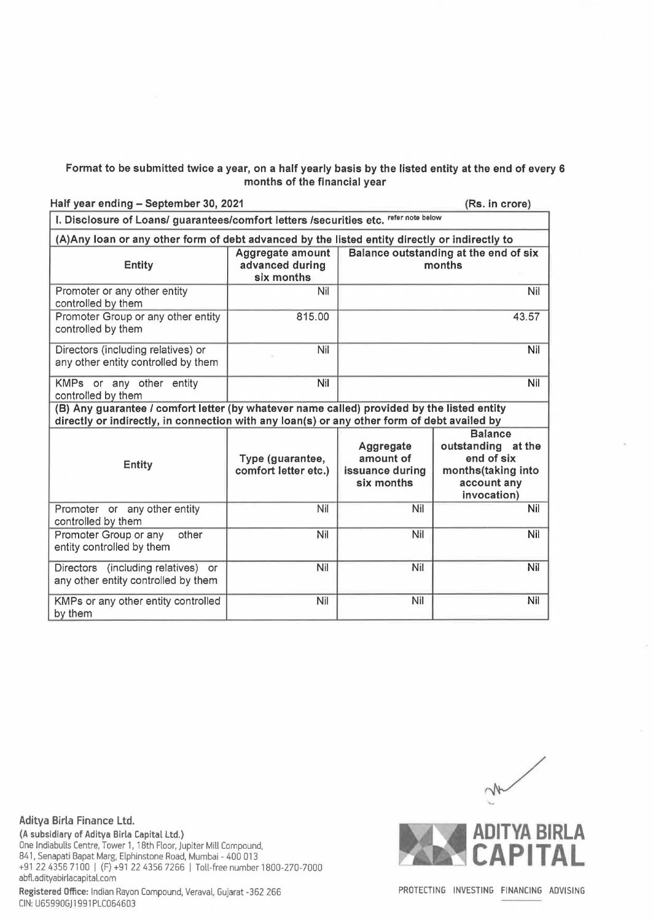**Format to be submitted twice a year, on a half yearly basis by the listed entity at the end of every 6 months of the financial year**

**Half year ending – September 30, 2021** **(Rs. in crore)**

**I. Disclosure of Loans/ guarantees/comfort letters /securities etc.** refer note below

**(A)Any loan or any other form of debt advanced by the listed entity directly or indirectly to**

| Entity | Aggregate amount advanced during six months | Balance outstanding at the end of six months |
|---|---|---|
| Promoter or any other entity controlled by them | Nil | Nil |
| Promoter Group or any other entity controlled by them | 815.00 | 43.57 |
| Directors (including relatives) or any other entity controlled by them | Nil | Nil |
| KMPs or any other entity controlled by them | Nil | Nil |

**(B) Any guarantee / comfort letter (by whatever name called) provided by the listed entity directly or indirectly, in connection with any loan(s) or any other form of debt availed by**

| Entity | Type (guarantee, comfort letter etc.) | Aggregate amount of issuance during six months | Balance outstanding at the end of six months(taking into account any invocation) |
|---|---|---|---|
| Promoter or any other entity controlled by them | Nil | Nil | Nil |
| Promoter Group or any other entity controlled by them | Nil | Nil | Nil |
| Directors (including relatives) or any other entity controlled by them | Nil | Nil | Nil |
| KMPs or any other entity controlled by them | Nil | Nil | Nil |

**Aditya Birla Finance Ltd.**
**(A subsidiary of Aditya Birla Capital Ltd.)**
One Indiabulls Centre, Tower 1, 18th Floor, Jupiter Mill Compound,
841, Senapati Bapat Marg, Elphinstone Road, Mumbai - 400 013
+91 22 4356 7100 | (F) +91 22 4356 7266 | Toll-free number 1800-270-7000
abfl.adityabirlacapital.com
**Registered Office:** Indian Rayon Compound, Veraval, Gujarat -362 266
CIN: U65990GJ1991PLC064603

ADITYA BIRLA CAPITAL
PROTECTING INVESTING FINANCING ADVISING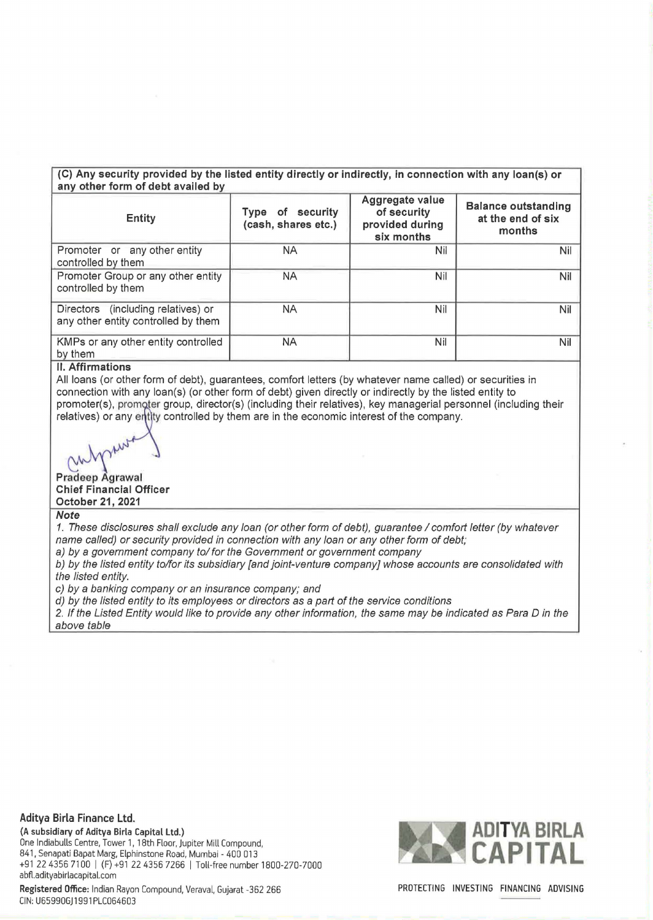**(C) Any security provided by the listed entity directly or indirectly, in connection with any loan(s) or any other form of debt availed by**

| Entity | Type of security (cash, shares etc.) | Aggregate value of security provided during six months | Balance outstanding at the end of six months |
|---|---|---|---|
| Promoter or any other entity controlled by them | NA | Nil | Nil |
| Promoter Group or any other entity controlled by them | NA | Nil | Nil |
| Directors (including relatives) or any other entity controlled by them | NA | Nil | Nil |
| KMPs or any other entity controlled by them | NA | Nil | Nil |

**II. Affirmations**

All loans (or other form of debt), guarantees, comfort letters (by whatever name called) or securities in connection with any loan(s) (or other form of debt) given directly or indirectly by the listed entity to promoter(s), promoter group, director(s) (including their relatives), key managerial personnel (including their relatives) or any entity controlled by them are in the economic interest of the company.

**Pradeep Agrawal**
**Chief Financial Officer**
**October 21, 2021**

***Note***

*1. These disclosures shall exclude any loan (or other form of debt), guarantee / comfort letter (by whatever name called) or security provided in connection with any loan or any other form of debt;*

*a) by a government company to/ for the Government or government company*

*b) by the listed entity to/for its subsidiary [and joint-venture company] whose accounts are consolidated with the listed entity.*

*c) by a banking company or an insurance company; and*

*d) by the listed entity to its employees or directors as a part of the service conditions*

*2. If the Listed Entity would like to provide any other information, the same may be indicated as Para D in the above table*

**Aditya Birla Finance Ltd.**
**(A subsidiary of Aditya Birla Capital Ltd.)**
One Indiabulls Centre, Tower 1, 18th Floor, Jupiter Mill Compound,
841, Senapati Bapat Marg, Elphinstone Road, Mumbai - 400 013
+91 22 4356 7100 | (F) +91 22 4356 7266 | Toll-free number 1800-270-7000
abfl.adityabirlacapital.com

**Registered Office:** Indian Rayon Compound, Veraval, Gujarat -362 266
CIN: U65990GJ1991PLC064603

ADITYA BIRLA CAPITAL
PROTECTING INVESTING FINANCING ADVISING